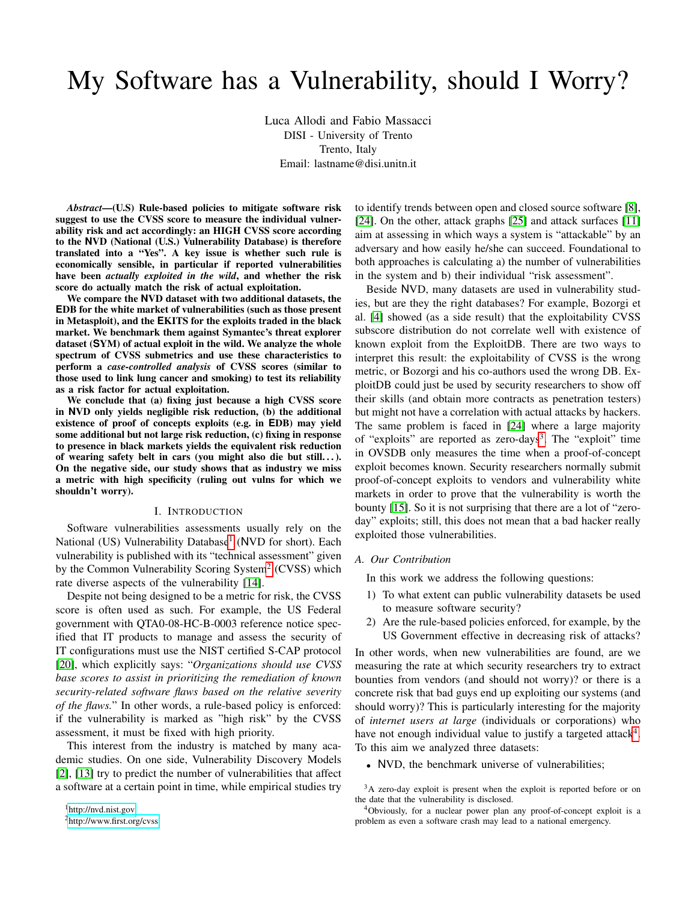# My Software has a Vulnerability, should I Worry?

Luca Allodi and Fabio Massacci
DISI - University of Trento
Trento, Italy
Email: lastname@disi.unitn.it

***Abstract*—(U.S) Rule-based policies to mitigate software risk suggest to use the CVSS score to measure the individual vulnerability risk and act accordingly: an HIGH CVSS score according to the NVD (National (U.S.) Vulnerability Database) is therefore translated into a "Yes". A key issue is whether such rule is economically sensible, in particular if reported vulnerabilities have been *actually exploited in the wild*, and whether the risk score do actually match the risk of actual exploitation.**

**We compare the NVD dataset with two additional datasets, the EDB for the white market of vulnerabilities (such as those present in Metasploit), and the EKITS for the exploits traded in the black market. We benchmark them against Symantec's threat explorer dataset (SYM) of actual exploit in the wild. We analyze the whole spectrum of CVSS submetrics and use these characteristics to perform a *case-controlled analysis* of CVSS scores (similar to those used to link lung cancer and smoking) to test its reliability as a risk factor for actual exploitation.**

**We conclude that (a) fixing just because a high CVSS score in NVD only yields negligible risk reduction, (b) the additional existence of proof of concepts exploits (e.g. in EDB) may yield some additional but not large risk reduction, (c) fixing in response to presence in black markets yields the equivalent risk reduction of wearing safety belt in cars (you might also die but still. . . ). On the negative side, our study shows that as industry we miss a metric with high specificity (ruling out vulns for which we shouldn't worry).**

## I. Introduction

Software vulnerabilities assessments usually rely on the National (US) Vulnerability Database[1] (NVD for short). Each vulnerability is published with its "technical assessment" given by the Common Vulnerability Scoring System[2] (CVSS) which rate diverse aspects of the vulnerability [14].

Despite not being designed to be a metric for risk, the CVSS score is often used as such. For example, the US Federal government with QTA0-08-HC-B-0003 reference notice specified that IT products to manage and assess the security of IT configurations must use the NIST certified S-CAP protocol [20], which explicitly says: "*Organizations should use CVSS base scores to assist in prioritizing the remediation of known security-related software flaws based on the relative severity of the flaws.*" In other words, a rule-based policy is enforced: if the vulnerability is marked as "high risk" by the CVSS assessment, it must be fixed with high priority.

This interest from the industry is matched by many academic studies. On one side, Vulnerability Discovery Models [2], [13] try to predict the number of vulnerabilities that affect a software at a certain point in time, while empirical studies try to identify trends between open and closed source software [8], [24]. On the other, attack graphs [25] and attack surfaces [11] aim at assessing in which ways a system is "attackable" by an adversary and how easily he/she can succeed. Foundational to both approaches is calculating a) the number of vulnerabilities in the system and b) their individual "risk assessment".

Beside NVD, many datasets are used in vulnerability studies, but are they the right databases? For example, Bozorgi et al. [4] showed (as a side result) that the exploitability CVSS subscore distribution do not correlate well with existence of known exploit from the ExploitDB. There are two ways to interpret this result: the exploitability of CVSS is the wrong metric, or Bozorgi and his co-authors used the wrong DB. ExploitDB could just be used by security researchers to show off their skills (and obtain more contracts as penetration testers) but might not have a correlation with actual attacks by hackers. The same problem is faced in [24] where a large majority of "exploits" are reported as zero-days[3]. The "exploit" time in OVSDB only measures the time when a proof-of-concept exploit becomes known. Security researchers normally submit proof-of-concept exploits to vendors and vulnerability white markets in order to prove that the vulnerability is worth the bounty [15]. So it is not surprising that there are a lot of "zero-day" exploits; still, this does not mean that a bad hacker really exploited those vulnerabilities.

### A. Our Contribution

In this work we address the following questions:

1) To what extent can public vulnerability datasets be used to measure software security?
2) Are the rule-based policies enforced, for example, by the US Government effective in decreasing risk of attacks?

In other words, when new vulnerabilities are found, are we measuring the rate at which security researchers try to extract bounties from vendors (and should not worry)? or there is a concrete risk that bad guys end up exploiting our systems (and should worry)? This is particularly interesting for the majority of *internet users at large* (individuals or corporations) who have not enough individual value to justify a targeted attack[4]. To this aim we analyzed three datasets:

- NVD, the benchmark universe of vulnerabilities;

[1] http://nvd.nist.gov

[2] http://www.first.org/cvss

[3] A zero-day exploit is present when the exploit is reported before or on the date that the vulnerability is disclosed.

[4] Obviously, for a nuclear power plan any proof-of-concept exploit is a problem as even a software crash may lead to a national emergency.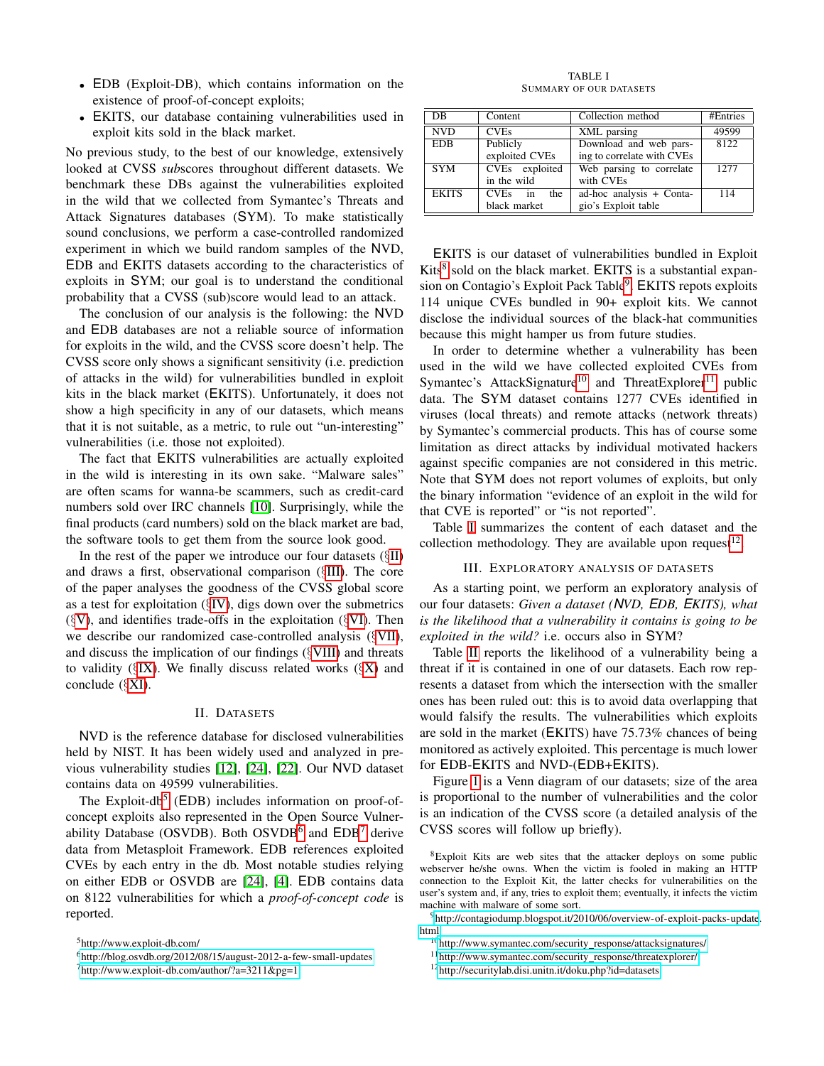- EDB (Exploit-DB), which contains information on the existence of proof-of-concept exploits;
- EKITS, our database containing vulnerabilities used in exploit kits sold in the black market.

No previous study, to the best of our knowledge, extensively looked at CVSS *sub*scores throughout different datasets. We benchmark these DBs against the vulnerabilities exploited in the wild that we collected from Symantec's Threats and Attack Signatures databases (SYM). To make statistically sound conclusions, we perform a case-controlled randomized experiment in which we build random samples of the NVD, EDB and EKITS datasets according to the characteristics of exploits in SYM; our goal is to understand the conditional probability that a CVSS (sub)score would lead to an attack.

The conclusion of our analysis is the following: the NVD and EDB databases are not a reliable source of information for exploits in the wild, and the CVSS score doesn't help. The CVSS score only shows a significant sensitivity (i.e. prediction of attacks in the wild) for vulnerabilities bundled in exploit kits in the black market (EKITS). Unfortunately, it does not show a high specificity in any of our datasets, which means that it is not suitable, as a metric, to rule out "un-interesting" vulnerabilities (i.e. those not exploited).

The fact that EKITS vulnerabilities are actually exploited in the wild is interesting in its own sake. "Malware sales" are often scams for wanna-be scammers, such as credit-card numbers sold over IRC channels [10]. Surprisingly, while the final products (card numbers) sold on the black market are bad, the software tools to get them from the source look good.

In the rest of the paper we introduce our four datasets (§II) and draws a first, observational comparison (§III). The core of the paper analyses the goodness of the CVSS global score as a test for exploitation (§IV), digs down over the submetrics (§V), and identifies trade-offs in the exploitation (§VI). Then we describe our randomized case-controlled analysis (§VII), and discuss the implication of our findings (§VIII) and threats to validity (§IX). We finally discuss related works (§X) and conclude (§XI).

## II. Datasets

NVD is the reference database for disclosed vulnerabilities held by NIST. It has been widely used and analyzed in previous vulnerability studies [12], [24], [22]. Our NVD dataset contains data on 49599 vulnerabilities.

The Exploit-db[5] (EDB) includes information on proof-of-concept exploits also represented in the Open Source Vulnerability Database (OSVDB). Both OSVDB[6] and EDB[7] derive data from Metasploit Framework. EDB references exploited CVEs by each entry in the db. Most notable studies relying on either EDB or OSVDB are [24], [4]. EDB contains data on 8122 vulnerabilities for which a *proof-of-concept code* is reported.

TABLE I
Summary of our datasets

| DB | Content | Collection method | #Entries |
|---|---|---|---|
| NVD | CVEs | XML parsing | 49599 |
| EDB | Publicly exploited CVEs | Download and web parsing to correlate with CVEs | 8122 |
| SYM | CVEs exploited in the wild | Web parsing to correlate with CVEs | 1277 |
| EKITS | CVEs in the black market | ad-hoc analysis + Contagio's Exploit table | 114 |

EKITS is our dataset of vulnerabilities bundled in Exploit Kits[8] sold on the black market. EKITS is a substantial expansion on Contagio's Exploit Pack Table[9]. EKITS repots exploits 114 unique CVEs bundled in 90+ exploit kits. We cannot disclose the individual sources of the black-hat communities because this might hamper us from future studies.

In order to determine whether a vulnerability has been used in the wild we have collected exploited CVEs from Symantec's AttackSignature[10] and ThreatExplorer[11] public data. The SYM dataset contains 1277 CVEs identified in viruses (local threats) and remote attacks (network threats) by Symantec's commercial products. This has of course some limitation as direct attacks by individual motivated hackers against specific companies are not considered in this metric. Note that SYM does not report volumes of exploits, but only the binary information "evidence of an exploit in the wild for that CVE is reported" or "is not reported".

Table I summarizes the content of each dataset and the collection methodology. They are available upon request[12].

## III. Exploratory analysis of datasets

As a starting point, we perform an exploratory analysis of our four datasets: *Given a dataset (NVD, EDB, EKITS), what is the likelihood that a vulnerability it contains is going to be exploited in the wild?* i.e. occurs also in SYM?

Table II reports the likelihood of a vulnerability being a threat if it is contained in one of our datasets. Each row represents a dataset from which the intersection with the smaller ones has been ruled out: this is to avoid data overlapping that would falsify the results. The vulnerabilities which exploits are sold in the market (EKITS) have 75.73% chances of being monitored as actively exploited. This percentage is much lower for EDB-EKITS and NVD-(EDB+EKITS).

Figure 1 is a Venn diagram of our datasets; size of the area is proportional to the number of vulnerabilities and the color is an indication of the CVSS score (a detailed analysis of the CVSS scores will follow up briefly).

[5] http://www.exploit-db.com/

[6] http://blog.osvdb.org/2012/08/15/august-2012-a-few-small-updates

[7] http://www.exploit-db.com/author/?a=3211&pg=1

[8] Exploit Kits are web sites that the attacker deploys on some public webserver he/she owns. When the victim is fooled in making an HTTP connection to the Exploit Kit, the latter checks for vulnerabilities on the user's system and, if any, tries to exploit them; eventually, it infects the victim machine with malware of some sort.

[9] http://contagiodump.blogspot.it/2010/06/overview-of-exploit-packs-update.html

[10] http://www.symantec.com/security_response/attacksignatures/

[11] http://www.symantec.com/security_response/threatexplorer/

[12] http://securitylab.disi.unitn.it/doku.php?id=datasets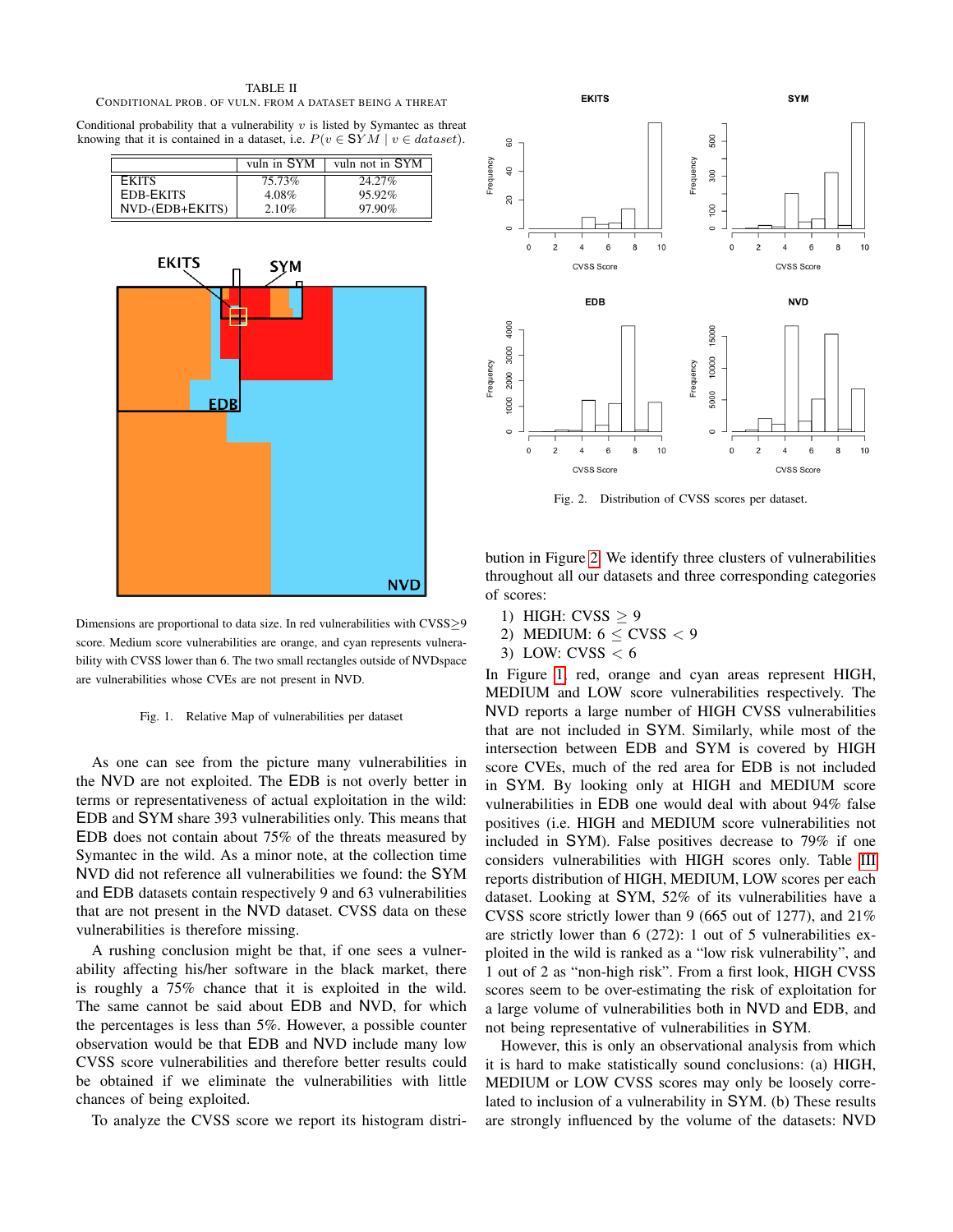TABLE II
CONDITIONAL PROB. OF VULN. FROM A DATASET BEING A THREAT

Conditional probability that a vulnerability $v$ is listed by Symantec as threat knowing that it is contained in a dataset, i.e. $P(v \in SYM \mid v \in dataset)$.

| | vuln in SYM | vuln not in SYM |
|---|---|---|
| EKITS | 75.73% | 24.27% |
| EDB-EKITS | 4.08% | 95.92% |
| NVD-(EDB+EKITS) | 2.10% | 97.90% |

Dimensions are proportional to data size. In red vulnerabilities with CVSS≥9 score. Medium score vulnerabilities are orange, and cyan represents vulnerability with CVSS lower than 6. The two small rectangles outside of NVDspace are vulnerabilities whose CVEs are not present in NVD.

Fig. 1. Relative Map of vulnerabilities per dataset

As one can see from the picture many vulnerabilities in the NVD are not exploited. The EDB is not overly better in terms or representativeness of actual exploitation in the wild: EDB and SYM share 393 vulnerabilities only. This means that EDB does not contain about 75% of the threats measured by Symantec in the wild. As a minor note, at the collection time NVD did not reference all vulnerabilities we found: the SYM and EDB datasets contain respectively 9 and 63 vulnerabilities that are not present in the NVD dataset. CVSS data on these vulnerabilities is therefore missing.

A rushing conclusion might be that, if one sees a vulnerability affecting his/her software in the black market, there is roughly a 75% chance that it is exploited in the wild. The same cannot be said about EDB and NVD, for which the percentages is less than 5%. However, a possible counter observation would be that EDB and NVD include many low CVSS score vulnerabilities and therefore better results could be obtained if we eliminate the vulnerabilities with little chances of being exploited.

To analyze the CVSS score we report its histogram distribution in Figure 2. We identify three clusters of vulnerabilities throughout all our datasets and three corresponding categories of scores:

1) HIGH: CVSS $\geq$ 9
2) MEDIUM: 6 $\leq$ CVSS $<$ 9
3) LOW: CVSS $<$ 6

Fig. 2. Distribution of CVSS scores per dataset.

In Figure 1, red, orange and cyan areas represent HIGH, MEDIUM and LOW score vulnerabilities respectively. The NVD reports a large number of HIGH CVSS vulnerabilities that are not included in SYM. Similarly, while most of the intersection between EDB and SYM is covered by HIGH score CVEs, much of the red area for EDB is not included in SYM. By looking only at HIGH and MEDIUM score vulnerabilities in EDB one would deal with about 94% false positives (i.e. HIGH and MEDIUM score vulnerabilities not included in SYM). False positives decrease to 79% if one considers vulnerabilities with HIGH scores only. Table III reports distribution of HIGH, MEDIUM, LOW scores per each dataset. Looking at SYM, 52% of its vulnerabilities have a CVSS score strictly lower than 9 (665 out of 1277), and 21% are strictly lower than 6 (272): 1 out of 5 vulnerabilities exploited in the wild is ranked as a "low risk vulnerability", and 1 out of 2 as "non-high risk". From a first look, HIGH CVSS scores seem to be over-estimating the risk of exploitation for a large volume of vulnerabilities both in NVD and EDB, and not being representative of vulnerabilities in SYM.

However, this is only an observational analysis from which it is hard to make statistically sound conclusions: (a) HIGH, MEDIUM or LOW CVSS scores may only be loosely correlated to inclusion of a vulnerability in SYM. (b) These results are strongly influenced by the volume of the datasets: NVD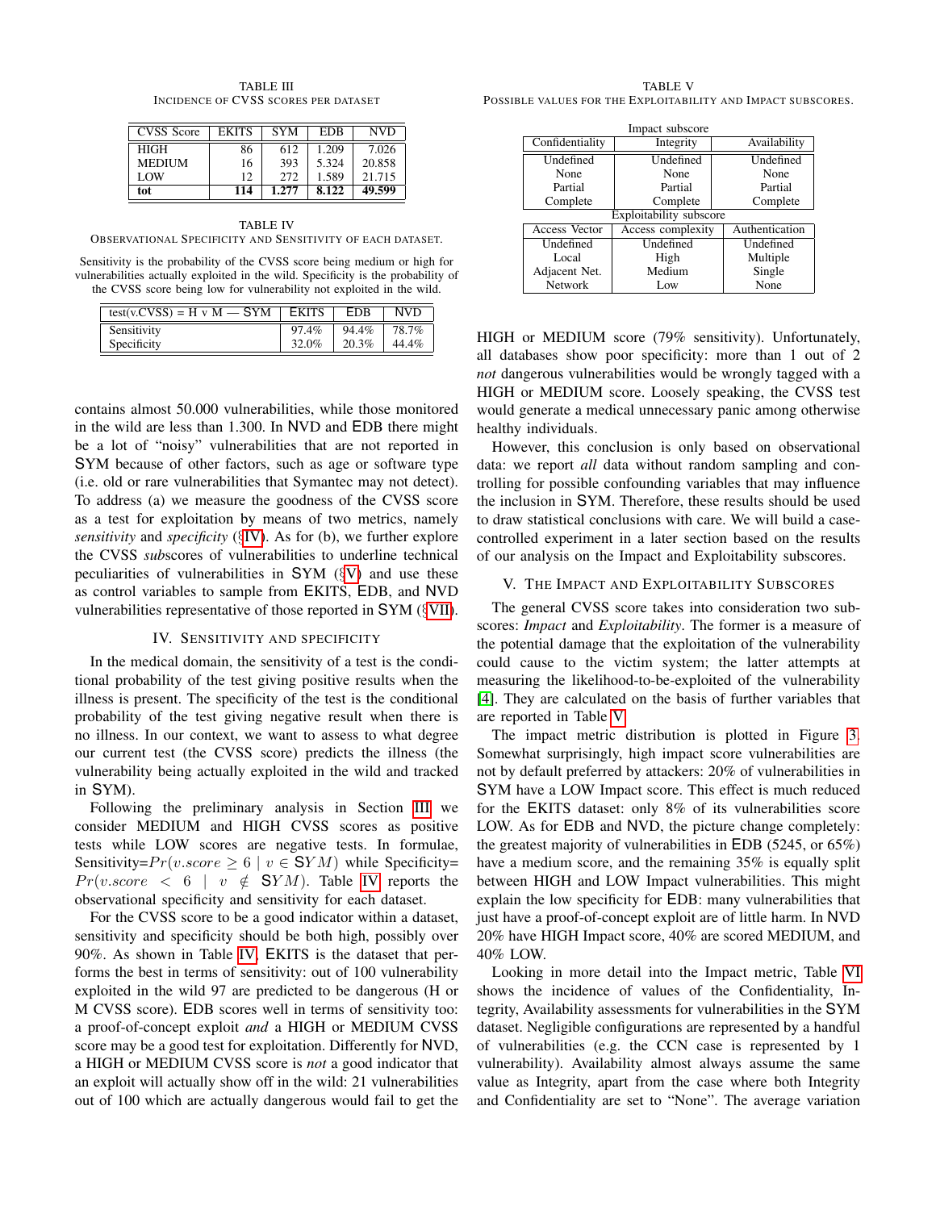TABLE III
INCIDENCE OF CVSS SCORES PER DATASET

| CVSS Score | EKITS | SYM | EDB | NVD |
|---|---|---|---|---|
| HIGH | 86 | 612 | 1.209 | 7.026 |
| MEDIUM | 16 | 393 | 5.324 | 20.858 |
| LOW | 12 | 272 | 1.589 | 21.715 |
| **tot** | **114** | **1.277** | **8.122** | **49.599** |

TABLE IV
OBSERVATIONAL SPECIFICITY AND SENSITIVITY OF EACH DATASET.

Sensitivity is the probability of the CVSS score being medium or high for vulnerabilities actually exploited in the wild. Specificity is the probability of the CVSS score being low for vulnerability not exploited in the wild.

| test(v.CVSS) = H v M — SYM | EKITS | EDB | NVD |
|---|---|---|---|
| Sensitivity | 97.4% | 94.4% | 78.7% |
| Specificity | 32.0% | 20.3% | 44.4% |

contains almost 50.000 vulnerabilities, while those monitored in the wild are less than 1.300. In NVD and EDB there might be a lot of "noisy" vulnerabilities that are not reported in SYM because of other factors, such as age or software type (i.e. old or rare vulnerabilities that Symantec may not detect). To address (a) we measure the goodness of the CVSS score as a test for exploitation by means of two metrics, namely *sensitivity* and *specificity* (§IV). As for (b), we further explore the CVSS *sub*scores of vulnerabilities to underline technical peculiarities of vulnerabilities in SYM (§V) and use these as control variables to sample from EKITS, EDB, and NVD vulnerabilities representative of those reported in SYM (§VII).

## IV. SENSITIVITY AND SPECIFICITY

In the medical domain, the sensitivity of a test is the conditional probability of the test giving positive results when the illness is present. The specificity of the test is the conditional probability of the test giving negative result when there is no illness. In our context, we want to assess to what degree our current test (the CVSS score) predicts the illness (the vulnerability being actually exploited in the wild and tracked in SYM).

Following the preliminary analysis in Section III we consider MEDIUM and HIGH CVSS scores as positive tests while LOW scores are negative tests. In formulae, Sensitivity=$Pr(v.score \geq 6 \mid v \in \mathsf{SYM})$ while Specificity= $Pr(v.score < 6 \mid v \notin \mathsf{SYM})$. Table IV reports the observational specificity and sensitivity for each dataset.

For the CVSS score to be a good indicator within a dataset, sensitivity and specificity should be both high, possibly over 90%. As shown in Table IV, EKITS is the dataset that performs the best in terms of sensitivity: out of 100 vulnerability exploited in the wild 97 are predicted to be dangerous (H or M CVSS score). EDB scores well in terms of sensitivity too: a proof-of-concept exploit *and* a HIGH or MEDIUM CVSS score may be a good test for exploitation. Differently for NVD, a HIGH or MEDIUM CVSS score is *not* a good indicator that an exploit will actually show off in the wild: 21 vulnerabilities out of 100 which are actually dangerous would fail to get the HIGH or MEDIUM score (79% sensitivity). Unfortunately, all databases show poor specificity: more than 1 out of 2 *not* dangerous vulnerabilities would be wrongly tagged with a HIGH or MEDIUM score. Loosely speaking, the CVSS test would generate a medical unnecessary panic among otherwise healthy individuals.

However, this conclusion is only based on observational data: we report *all* data without random sampling and controlling for possible confounding variables that may influence the inclusion in SYM. Therefore, these results should be used to draw statistical conclusions with care. We will build a case-controlled experiment in a later section based on the results of our analysis on the Impact and Exploitability subscores.

TABLE V
POSSIBLE VALUES FOR THE EXPLOITABILITY AND IMPACT SUBSCORES.

| Impact subscore | | |
|---|---|---|
| Confidentiality | Integrity | Availability |
| Undefined | Undefined | Undefined |
| None | None | None |
| Partial | Partial | Partial |
| Complete | Complete | Complete |
| **Exploitability subscore** | | |
| Access Vector | Access complexity | Authentication |
| Undefined | Undefined | Undefined |
| Local | High | Multiple |
| Adjacent Net. | Medium | Single |
| Network | Low | None |

## V. THE IMPACT AND EXPLOITABILITY SUBSCORES

The general CVSS score takes into consideration two subscores: *Impact* and *Exploitability*. The former is a measure of the potential damage that the exploitation of the vulnerability could cause to the victim system; the latter attempts at measuring the likelihood-to-be-exploited of the vulnerability [4]. They are calculated on the basis of further variables that are reported in Table V.

The impact metric distribution is plotted in Figure 3. Somewhat surprisingly, high impact score vulnerabilities are not by default preferred by attackers: 20% of vulnerabilities in SYM have a LOW Impact score. This effect is much reduced for the EKITS dataset: only 8% of its vulnerabilities score LOW. As for EDB and NVD, the picture change completely: the greatest majority of vulnerabilities in EDB (5245, or 65%) have a medium score, and the remaining 35% is equally split between HIGH and LOW Impact vulnerabilities. This might explain the low specificity for EDB: many vulnerabilities that just have a proof-of-concept exploit are of little harm. In NVD 20% have HIGH Impact score, 40% are scored MEDIUM, and 40% LOW.

Looking in more detail into the Impact metric, Table VI shows the incidence of values of the Confidentiality, Integrity, Availability assessments for vulnerabilities in the SYM dataset. Negligible configurations are represented by a handful of vulnerabilities (e.g. the CCN case is represented by 1 vulnerability). Availability almost always assume the same value as Integrity, apart from the case where both Integrity and Confidentiality are set to "None". The average variation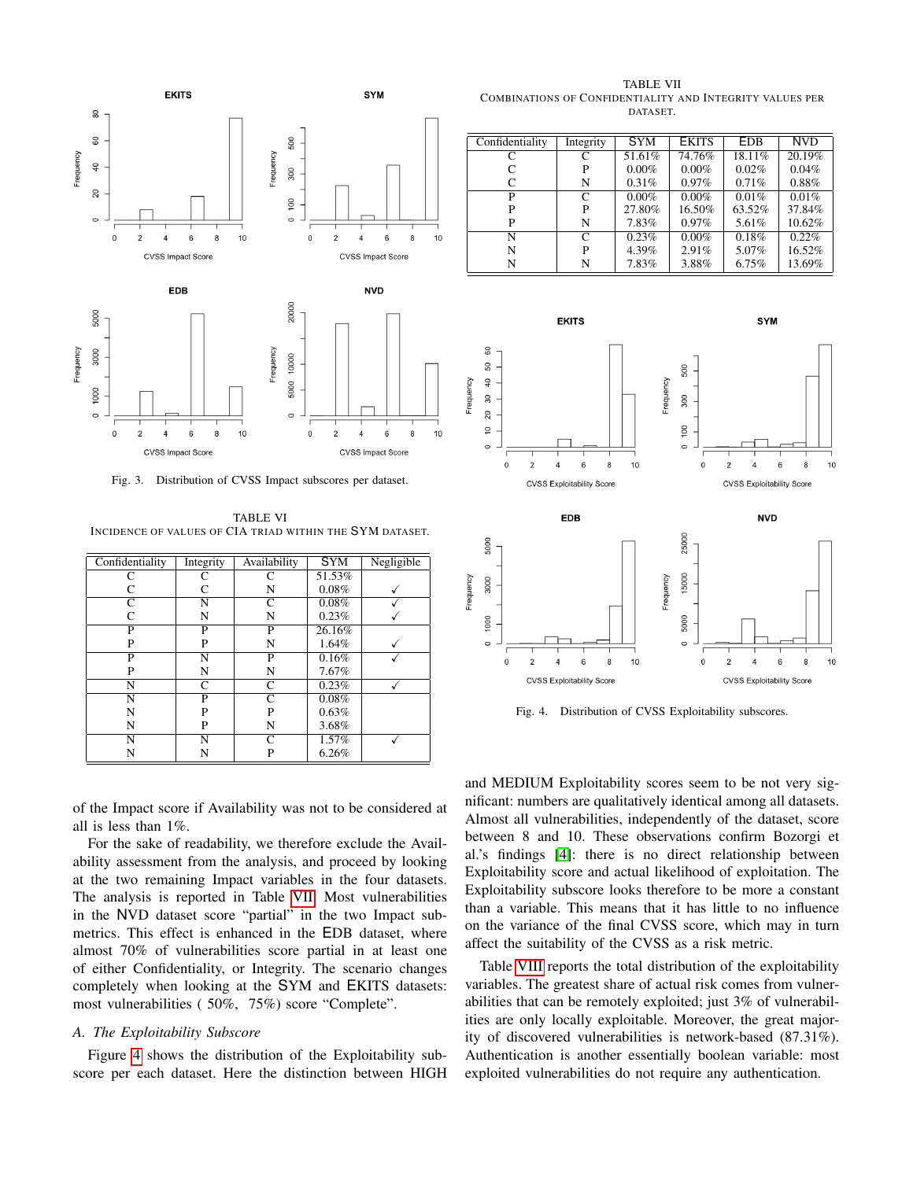Fig. 3. Distribution of CVSS Impact subscores per dataset.

TABLE VI
INCIDENCE OF VALUES OF CIA TRIAD WITHIN THE SYM DATASET.

| Confidentiality | Integrity | Availability | SYM | Negligible |
|---|---|---|---|---|
| C | C | C | 51.53% | |
| C | C | N | 0.08% | ✓ |
| C | N | C | 0.08% | ✓ |
| C | N | N | 0.23% | ✓ |
| P | P | P | 26.16% | |
| P | P | N | 1.64% | ✓ |
| P | N | P | 0.16% | ✓ |
| P | N | N | 7.67% | |
| N | C | C | 0.23% | ✓ |
| N | P | C | 0.08% | |
| N | P | P | 0.63% | |
| N | P | N | 3.68% | |
| N | N | C | 1.57% | ✓ |
| N | N | P | 6.26% | |

of the Impact score if Availability was not to be considered at all is less than 1%.

For the sake of readability, we therefore exclude the Availability assessment from the analysis, and proceed by looking at the two remaining Impact variables in the four datasets. The analysis is reported in Table VII. Most vulnerabilities in the NVD dataset score "partial" in the two Impact submetrics. This effect is enhanced in the EDB dataset, where almost 70% of vulnerabilities score partial in at least one of either Confidentiality, or Integrity. The scenario changes completely when looking at the SYM and EKITS datasets: most vulnerabilities ( 50%, 75%) score "Complete".

### A. The Exploitability Subscore

Figure 4 shows the distribution of the Exploitability subscore per each dataset. Here the distinction between HIGH

TABLE VII
COMBINATIONS OF CONFIDENTIALITY AND INTEGRITY VALUES PER DATASET.

| Confidentiality | Integrity | SYM | EKITS | EDB | NVD |
|---|---|---|---|---|---|
| C | C | 51.61% | 74.76% | 18.11% | 20.19% |
| C | P | 0.00% | 0.00% | 0.02% | 0.04% |
| C | N | 0.31% | 0.97% | 0.71% | 0.88% |
| P | C | 0.00% | 0.00% | 0.01% | 0.01% |
| P | P | 27.80% | 16.50% | 63.52% | 37.84% |
| P | N | 7.83% | 0.97% | 5.61% | 10.62% |
| N | C | 0.23% | 0.00% | 0.18% | 0.22% |
| N | P | 4.39% | 2.91% | 5.07% | 16.52% |
| N | N | 7.83% | 3.88% | 6.75% | 13.69% |

Fig. 4. Distribution of CVSS Exploitability subscores.

and MEDIUM Exploitability scores seem to be not very significant: numbers are qualitatively identical among all datasets. Almost all vulnerabilities, independently of the dataset, score between 8 and 10. These observations confirm Bozorgi et al.'s findings [4]: there is no direct relationship between Exploitability score and actual likelihood of exploitation. The Exploitability subscore looks therefore to be more a constant than a variable. This means that it has little to no influence on the variance of the final CVSS score, which may in turn affect the suitability of the CVSS as a risk metric.

Table VIII reports the total distribution of the exploitability variables. The greatest share of actual risk comes from vulnerabilities that can be remotely exploited; just 3% of vulnerabilities are only locally exploitable. Moreover, the great majority of discovered vulnerabilities is network-based (87.31%). Authentication is another essentially boolean variable: most exploited vulnerabilities do not require any authentication.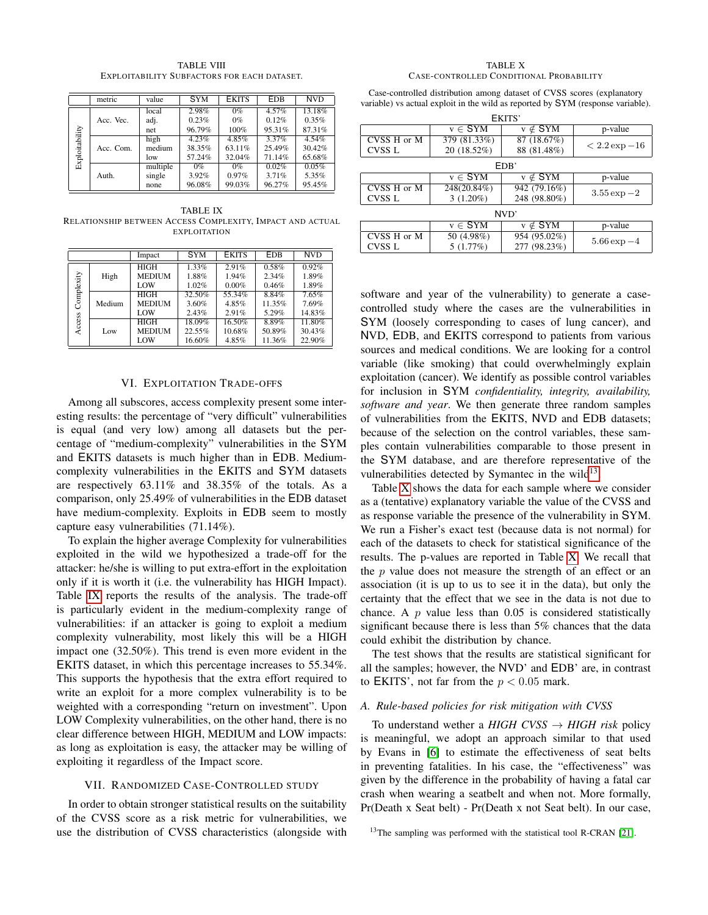TABLE VIII
EXPLOITABILITY SUBFACTORS FOR EACH DATASET.

| | metric | value | SYM | EKITS | EDB | NVD |
|---|---|---|---|---|---|---|
| Exploitability | Acc. Vec. | local | 2.98% | 0% | 4.57% | 13.18% |
| | | adj. | 0.23% | 0% | 0.12% | 0.35% |
| | | net | 96.79% | 100% | 95.31% | 87.31% |
| | Acc. Com. | high | 4.23% | 4.85% | 3.37% | 4.54% |
| | | medium | 38.35% | 63.11% | 25.49% | 30.42% |
| | | low | 57.24% | 32.04% | 71.14% | 65.68% |
| | Auth. | multiple | 0% | 0% | 0.02% | 0.05% |
| | | single | 3.92% | 0.97% | 3.71% | 5.35% |
| | | none | 96.08% | 99.03% | 96.27% | 95.45% |

TABLE IX
RELATIONSHIP BETWEEN ACCESS COMPLEXITY, IMPACT AND ACTUAL EXPLOITATION

| | | Impact | SYM | EKITS | EDB | NVD |
|---|---|---|---|---|---|---|
| Access Complexity | High | HIGH | 1.33% | 2.91% | 0.58% | 0.92% |
| | | MEDIUM | 1.88% | 1.94% | 2.34% | 1.89% |
| | | LOW | 1.02% | 0.00% | 0.46% | 1.89% |
| | Medium | HIGH | 32.50% | 55.34% | 8.84% | 7.65% |
| | | MEDIUM | 3.60% | 4.85% | 11.35% | 7.69% |
| | | LOW | 2.43% | 2.91% | 5.29% | 14.83% |
| | Low | HIGH | 18.09% | 16.50% | 8.89% | 11.80% |
| | | MEDIUM | 22.55% | 10.68% | 50.89% | 30.43% |
| | | LOW | 16.60% | 4.85% | 11.36% | 22.90% |

## VI. EXPLOITATION TRADE-OFFS

Among all subscores, access complexity present some interesting results: the percentage of "very difficult" vulnerabilities is equal (and very low) among all datasets but the percentage of "medium-complexity" vulnerabilities in the SYM and EKITS datasets is much higher than in EDB. Medium-complexity vulnerabilities in the EKITS and SYM datasets are respectively 63.11% and 38.35% of the totals. As a comparison, only 25.49% of vulnerabilities in the EDB dataset have medium-complexity. Exploits in EDB seem to mostly capture easy vulnerabilities (71.14%).

To explain the higher average Complexity for vulnerabilities exploited in the wild we hypothesized a trade-off for the attacker: he/she is willing to put extra-effort in the exploitation only if it is worth it (i.e. the vulnerability has HIGH Impact). Table IX reports the results of the analysis. The trade-off is particularly evident in the medium-complexity range of vulnerabilities: if an attacker is going to exploit a medium complexity vulnerability, most likely this will be a HIGH impact one (32.50%). This trend is even more evident in the EKITS dataset, in which this percentage increases to 55.34%. This supports the hypothesis that the extra effort required to write an exploit for a more complex vulnerability is to be weighted with a corresponding "return on investment". Upon LOW Complexity vulnerabilities, on the other hand, there is no clear difference between HIGH, MEDIUM and LOW impacts: as long as exploitation is easy, the attacker may be willing of exploiting it regardless of the Impact score.

## VII. RANDOMIZED CASE-CONTROLLED STUDY

In order to obtain stronger statistical results on the suitability of the CVSS score as a risk metric for vulnerabilities, we use the distribution of CVSS characteristics (alongside with software and year of the vulnerability) to generate a case-controlled study where the cases are the vulnerabilities in SYM (loosely corresponding to cases of lung cancer), and NVD, EDB, and EKITS correspond to patients from various sources and medical conditions. We are looking for a control variable (like smoking) that could overwhelmingly explain exploitation (cancer). We identify as possible control variables for inclusion in SYM *confidentiality, integrity, availability, software and year*. We then generate three random samples of vulnerabilities from the EKITS, NVD and EDB datasets; because of the selection on the control variables, these samples contain vulnerabilities comparable to those present in the SYM database, and are therefore representative of the vulnerabilities detected by Symantec in the wild[13].

TABLE X
CASE-CONTROLLED CONDITIONAL PROBABILITY

Case-controlled distribution among dataset of CVSS scores (explanatory variable) vs actual exploit in the wild as reported by SYM (response variable).

| EKITS' | $v \in$ SYM | $v \notin$ SYM | p-value |
|---|---|---|---|
| CVSS H or M | 379 (81.33%) | 87 (18.67%) | $< 2.2\exp-16$ |
| CVSS L | 20 (18.52%) | 88 (81.48%) | |

| EDB' | $v \in$ SYM | $v \notin$ SYM | p-value |
|---|---|---|---|
| CVSS H or M | 248(20.84%) | 942 (79.16%) | $3.55\exp-2$ |
| CVSS L | 3 (1.20%) | 248 (98.80%) | |

| NVD' | $v \in$ SYM | $v \notin$ SYM | p-value |
|---|---|---|---|
| CVSS H or M | 50 (4.98%) | 954 (95.02%) | $5.66\exp-4$ |
| CVSS L | 5 (1.77%) | 277 (98.23%) | |

Table X shows the data for each sample where we consider as a (tentative) explanatory variable the value of the CVSS and as response variable the presence of the vulnerability in SYM. We run a Fisher's exact test (because data is not normal) for each of the datasets to check for statistical significance of the results. The p-values are reported in Table X. We recall that the $p$ value does not measure the strength of an effect or an association (it is up to us to see it in the data), but only the certainty that the effect that we see in the data is not due to chance. A $p$ value less than 0.05 is considered statistically significant because there is less than 5% chances that the data could exhibit the distribution by chance.

The test shows that the results are statistical significant for all the samples; however, the NVD' and EDB' are, in contrast to EKITS', not far from the $p < 0.05$ mark.

### A. Rule-based policies for risk mitigation with CVSS

To understand wether a *HIGH CVSS* $\rightarrow$ *HIGH risk* policy is meaningful, we adopt an approach similar to that used by Evans in [6] to estimate the effectiveness of seat belts in preventing fatalities. In his case, the "effectiveness" was given by the difference in the probability of having a fatal car crash when wearing a seatbelt and when not. More formally, Pr(Death x Seat belt) - Pr(Death x not Seat belt). In our case,

[13] The sampling was performed with the statistical tool R-CRAN [21].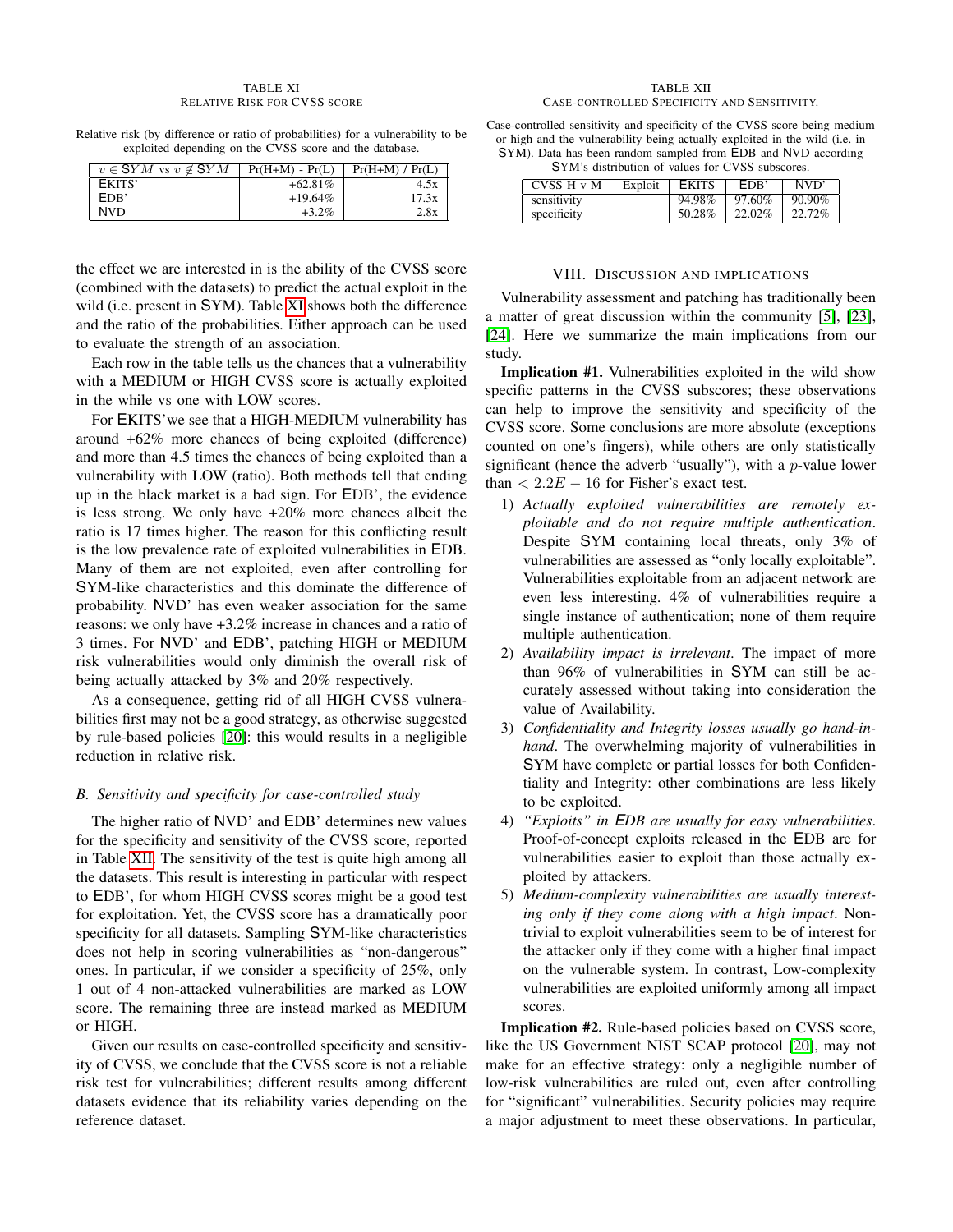TABLE XI
RELATIVE RISK FOR CVSS SCORE

Relative risk (by difference or ratio of probabilities) for a vulnerability to be exploited depending on the CVSS score and the database.

| $v \in$ SYM vs $v \notin$ SYM | Pr(H+M) - Pr(L) | Pr(H+M) / Pr(L) |
|---|---|---|
| EKITS' | +62.81% | 4.5x |
| EDB' | +19.64% | 17.3x |
| NVD | +3.2% | 2.8x |

the effect we are interested in is the ability of the CVSS score (combined with the datasets) to predict the actual exploit in the wild (i.e. present in SYM). Table XI shows both the difference and the ratio of the probabilities. Either approach can be used to evaluate the strength of an association.

Each row in the table tells us the chances that a vulnerability with a MEDIUM or HIGH CVSS score is actually exploited in the while vs one with LOW scores.

For EKITS'we see that a HIGH-MEDIUM vulnerability has around +62% more chances of being exploited (difference) and more than 4.5 times the chances of being exploited than a vulnerability with LOW (ratio). Both methods tell that ending up in the black market is a bad sign. For EDB', the evidence is less strong. We only have +20% more chances albeit the ratio is 17 times higher. The reason for this conflicting result is the low prevalence rate of exploited vulnerabilities in EDB. Many of them are not exploited, even after controlling for SYM-like characteristics and this dominate the difference of probability. NVD' has even weaker association for the same reasons: we only have +3.2% increase in chances and a ratio of 3 times. For NVD' and EDB', patching HIGH or MEDIUM risk vulnerabilities would only diminish the overall risk of being actually attacked by 3% and 20% respectively.

As a consequence, getting rid of all HIGH CVSS vulnerabilities first may not be a good strategy, as otherwise suggested by rule-based policies [20]: this would results in a negligible reduction in relative risk.

### B. Sensitivity and specificity for case-controlled study

The higher ratio of NVD' and EDB' determines new values for the specificity and sensitivity of the CVSS score, reported in Table XII. The sensitivity of the test is quite high among all the datasets. This result is interesting in particular with respect to EDB', for whom HIGH CVSS scores might be a good test for exploitation. Yet, the CVSS score has a dramatically poor specificity for all datasets. Sampling SYM-like characteristics does not help in scoring vulnerabilities as "non-dangerous" ones. In particular, if we consider a specificity of 25%, only 1 out of 4 non-attacked vulnerabilities are marked as LOW score. The remaining three are instead marked as MEDIUM or HIGH.

Given our results on case-controlled specificity and sensitivity of CVSS, we conclude that the CVSS score is not a reliable risk test for vulnerabilities; different results among different datasets evidence that its reliability varies depending on the reference dataset.

TABLE XII
CASE-CONTROLLED SPECIFICITY AND SENSITIVITY.

Case-controlled sensitivity and specificity of the CVSS score being medium or high and the vulnerability being actually exploited in the wild (i.e. in SYM). Data has been random sampled from EDB and NVD according SYM's distribution of values for CVSS subscores.

| CVSS H v M — Exploit | EKITS | EDB' | NVD' |
|---|---|---|---|
| sensitivity | 94.98% | 97.60% | 90.90% |
| specificity | 50.28% | 22.02% | 22.72% |

## VIII. DISCUSSION AND IMPLICATIONS

Vulnerability assessment and patching has traditionally been a matter of great discussion within the community [5], [23], [24]. Here we summarize the main implications from our study.

**Implication #1.** Vulnerabilities exploited in the wild show specific patterns in the CVSS subscores; these observations can help to improve the sensitivity and specificity of the CVSS score. Some conclusions are more absolute (exceptions counted on one's fingers), while others are only statistically significant (hence the adverb "usually"), with a $p$-value lower than $< 2.2E-16$ for Fisher's exact test.

1) *Actually exploited vulnerabilities are remotely exploitable and do not require multiple authentication*. Despite SYM containing local threats, only 3% of vulnerabilities are assessed as "only locally exploitable". Vulnerabilities exploitable from an adjacent network are even less interesting. 4% of vulnerabilities require a single instance of authentication; none of them require multiple authentication.
2) *Availability impact is irrelevant*. The impact of more than 96% of vulnerabilities in SYM can still be accurately assessed without taking into consideration the value of Availability.
3) *Confidentiality and Integrity losses usually go hand-in-hand*. The overwhelming majority of vulnerabilities in SYM have complete or partial losses for both Confidentiality and Integrity: other combinations are less likely to be exploited.
4) *"Exploits" in EDB are usually for easy vulnerabilities*. Proof-of-concept exploits released in the EDB are for vulnerabilities easier to exploit than those actually exploited by attackers.
5) *Medium-complexity vulnerabilities are usually interesting only if they come along with a high impact*. Non-trivial to exploit vulnerabilities seem to be of interest for the attacker only if they come with a higher final impact on the vulnerable system. In contrast, Low-complexity vulnerabilities are exploited uniformly among all impact scores.

**Implication #2.** Rule-based policies based on CVSS score, like the US Government NIST SCAP protocol [20], may not make for an effective strategy: only a negligible number of low-risk vulnerabilities are ruled out, even after controlling for "significant" vulnerabilities. Security policies may require a major adjustment to meet these observations. In particular,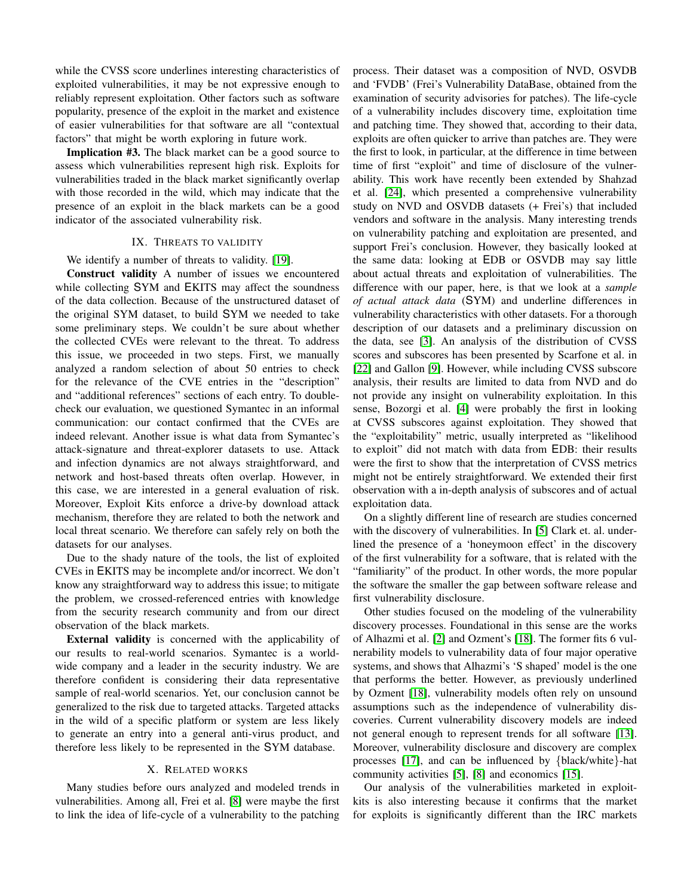while the CVSS score underlines interesting characteristics of exploited vulnerabilities, it may be not expressive enough to reliably represent exploitation. Other factors such as software popularity, presence of the exploit in the market and existence of easier vulnerabilities for that software are all "contextual factors" that might be worth exploring in future work.

**Implication #3.** The black market can be a good source to assess which vulnerabilities represent high risk. Exploits for vulnerabilities traded in the black market significantly overlap with those recorded in the wild, which may indicate that the presence of an exploit in the black markets can be a good indicator of the associated vulnerability risk.

## IX. Threats to validity

We identify a number of threats to validity. [19].

**Construct validity** A number of issues we encountered while collecting SYM and EKITS may affect the soundness of the data collection. Because of the unstructured dataset of the original SYM dataset, to build SYM we needed to take some preliminary steps. We couldn't be sure about whether the collected CVEs were relevant to the threat. To address this issue, we proceeded in two steps. First, we manually analyzed a random selection of about 50 entries to check for the relevance of the CVE entries in the "description" and "additional references" sections of each entry. To double-check our evaluation, we questioned Symantec in an informal communication: our contact confirmed that the CVEs are indeed relevant. Another issue is what data from Symantec's attack-signature and threat-explorer datasets to use. Attack and infection dynamics are not always straightforward, and network and host-based threats often overlap. However, in this case, we are interested in a general evaluation of risk. Moreover, Exploit Kits enforce a drive-by download attack mechanism, therefore they are related to both the network and local threat scenario. We therefore can safely rely on both the datasets for our analyses.

Due to the shady nature of the tools, the list of exploited CVEs in EKITS may be incomplete and/or incorrect. We don't know any straightforward way to address this issue; to mitigate the problem, we crossed-referenced entries with knowledge from the security research community and from our direct observation of the black markets.

**External validity** is concerned with the applicability of our results to real-world scenarios. Symantec is a worldwide company and a leader in the security industry. We are therefore confident is considering their data representative sample of real-world scenarios. Yet, our conclusion cannot be generalized to the risk due to targeted attacks. Targeted attacks in the wild of a specific platform or system are less likely to generate an entry into a general anti-virus product, and therefore less likely to be represented in the SYM database.

## X. Related works

Many studies before ours analyzed and modeled trends in vulnerabilities. Among all, Frei et al. [8] were maybe the first to link the idea of life-cycle of a vulnerability to the patching process. Their dataset was a composition of NVD, OSVDB and 'FVDB' (Frei's Vulnerability DataBase, obtained from the examination of security advisories for patches). The life-cycle of a vulnerability includes discovery time, exploitation time and patching time. They showed that, according to their data, exploits are often quicker to arrive than patches are. They were the first to look, in particular, at the difference in time between time of first "exploit" and time of disclosure of the vulnerability. This work have recently been extended by Shahzad et al. [24], which presented a comprehensive vulnerability study on NVD and OSVDB datasets (+ Frei's) that included vendors and software in the analysis. Many interesting trends on vulnerability patching and exploitation are presented, and support Frei's conclusion. However, they basically looked at the same data: looking at EDB or OSVDB may say little about actual threats and exploitation of vulnerabilities. The difference with our paper, here, is that we look at a *sample of actual attack data* (SYM) and underline differences in vulnerability characteristics with other datasets. For a thorough description of our datasets and a preliminary discussion on the data, see [3]. An analysis of the distribution of CVSS scores and subscores has been presented by Scarfone et al. in [22] and Gallon [9]. However, while including CVSS subscore analysis, their results are limited to data from NVD and do not provide any insight on vulnerability exploitation. In this sense, Bozorgi et al. [4] were probably the first in looking at CVSS subscores against exploitation. They showed that the "exploitability" metric, usually interpreted as "likelihood to exploit" did not match with data from EDB: their results were the first to show that the interpretation of CVSS metrics might not be entirely straightforward. We extended their first observation with a in-depth analysis of subscores and of actual exploitation data.

On a slightly different line of research are studies concerned with the discovery of vulnerabilities. In [5] Clark et. al. underlined the presence of a 'honeymoon effect' in the discovery of the first vulnerability for a software, that is related with the "familiarity" of the product. In other words, the more popular the software the smaller the gap between software release and first vulnerability disclosure.

Other studies focused on the modeling of the vulnerability discovery processes. Foundational in this sense are the works of Alhazmi et al. [2] and Ozment's [18]. The former fits 6 vulnerability models to vulnerability data of four major operative systems, and shows that Alhazmi's 'S shaped' model is the one that performs the better. However, as previously underlined by Ozment [18], vulnerability models often rely on unsound assumptions such as the independence of vulnerability discoveries. Current vulnerability discovery models are indeed not general enough to represent trends for all software [13]. Moreover, vulnerability disclosure and discovery are complex processes [17], and can be influenced by {black/white}-hat community activities [5], [8] and economics [15].

Our analysis of the vulnerabilities marketed in exploit-kits is also interesting because it confirms that the market for exploits is significantly different than the IRC markets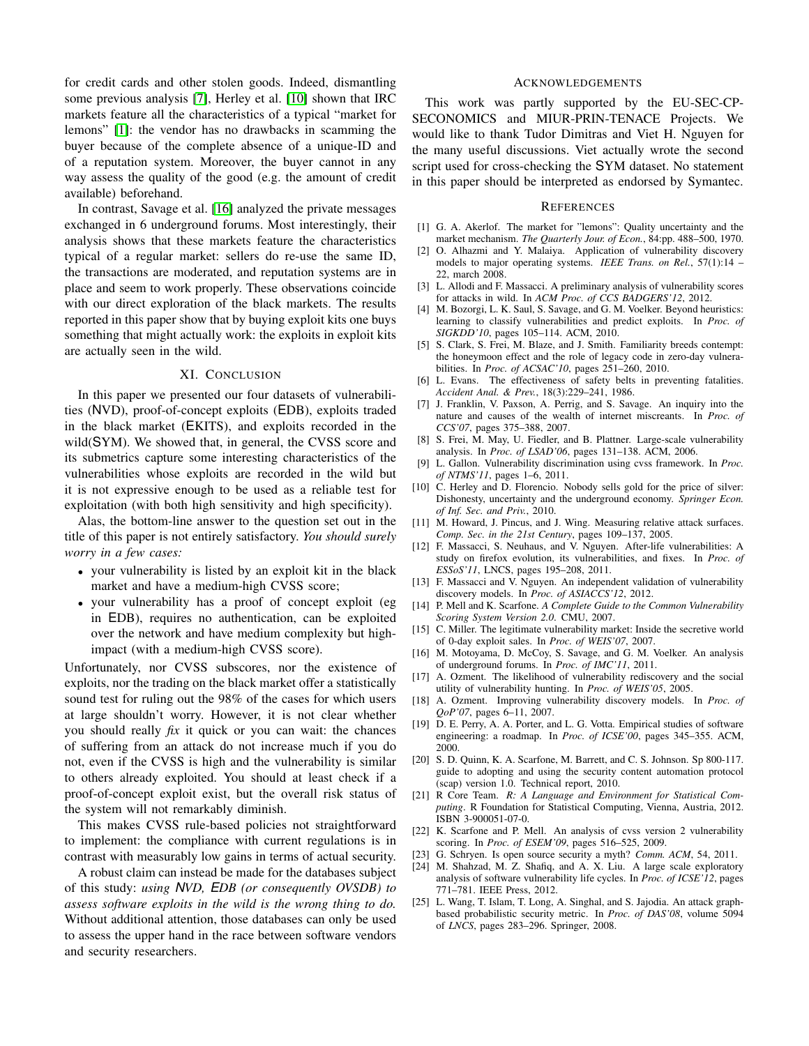for credit cards and other stolen goods. Indeed, dismantling some previous analysis [7], Herley et al. [10] shown that IRC markets feature all the characteristics of a typical "market for lemons" [1]: the vendor has no drawbacks in scamming the buyer because of the complete absence of a unique-ID and of a reputation system. Moreover, the buyer cannot in any way assess the quality of the good (e.g. the amount of credit available) beforehand.

In contrast, Savage et al. [16] analyzed the private messages exchanged in 6 underground forums. Most interestingly, their analysis shows that these markets feature the characteristics typical of a regular market: sellers do re-use the same ID, the transactions are moderated, and reputation systems are in place and seem to work properly. These observations coincide with our direct exploration of the black markets. The results reported in this paper show that by buying exploit kits one buys something that might actually work: the exploits in exploit kits are actually seen in the wild.

## XI. Conclusion

In this paper we presented our four datasets of vulnerabilities (NVD), proof-of-concept exploits (EDB), exploits traded in the black market (EKITS), and exploits recorded in the wild(SYM). We showed that, in general, the CVSS score and its submetrics capture some interesting characteristics of the vulnerabilities whose exploits are recorded in the wild but it is not expressive enough to be used as a reliable test for exploitation (with both high sensitivity and high specificity).

Alas, the bottom-line answer to the question set out in the title of this paper is not entirely satisfactory. *You should surely worry in a few cases:*

- your vulnerability is listed by an exploit kit in the black market and have a medium-high CVSS score;
- your vulnerability has a proof of concept exploit (eg in EDB), requires no authentication, can be exploited over the network and have medium complexity but high-impact (with a medium-high CVSS score).

Unfortunately, nor CVSS subscores, nor the existence of exploits, nor the trading on the black market offer a statistically sound test for ruling out the 98% of the cases for which users at large shouldn't worry. However, it is not clear whether you should really *fix* it quick or you can wait: the chances of suffering from an attack do not increase much if you do not, even if the CVSS is high and the vulnerability is similar to others already exploited. You should at least check if a proof-of-concept exploit exist, but the overall risk status of the system will not remarkably diminish.

This makes CVSS rule-based policies not straightforward to implement: the compliance with current regulations is in contrast with measurably low gains in terms of actual security.

A robust claim can instead be made for the databases subject of this study: *using NVD, EDB (or consequently OVSDB) to assess software exploits in the wild is the wrong thing to do.* Without additional attention, those databases can only be used to assess the upper hand in the race between software vendors and security researchers.

## Acknowledgements

This work was partly supported by the EU-SEC-CP-SECONOMICS and MIUR-PRIN-TENACE Projects. We would like to thank Tudor Dimitras and Viet H. Nguyen for the many useful discussions. Viet actually wrote the second script used for cross-checking the SYM dataset. No statement in this paper should be interpreted as endorsed by Symantec.

## References

[1] G. A. Akerlof. The market for "lemons": Quality uncertainty and the market mechanism. *The Quarterly Jour. of Econ.*, 84:pp. 488–500, 1970.

[2] O. Alhazmi and Y. Malaiya. Application of vulnerability discovery models to major operating systems. *IEEE Trans. on Rel.*, 57(1):14 – 22, march 2008.

[3] L. Allodi and F. Massacci. A preliminary analysis of vulnerability scores for attacks in wild. In *ACM Proc. of CCS BADGERS'12*, 2012.

[4] M. Bozorgi, L. K. Saul, S. Savage, and G. M. Voelker. Beyond heuristics: learning to classify vulnerabilities and predict exploits. In *Proc. of SIGKDD'10*, pages 105–114. ACM, 2010.

[5] S. Clark, S. Frei, M. Blaze, and J. Smith. Familiarity breeds contempt: the honeymoon effect and the role of legacy code in zero-day vulnerabilities. In *Proc. of ACSAC'10*, pages 251–260, 2010.

[6] L. Evans. The effectiveness of safety belts in preventing fatalities. *Accident Anal. & Prev.*, 18(3):229–241, 1986.

[7] J. Franklin, V. Paxson, A. Perrig, and S. Savage. An inquiry into the nature and causes of the wealth of internet miscreants. In *Proc. of CCS'07*, pages 375–388, 2007.

[8] S. Frei, M. May, U. Fiedler, and B. Plattner. Large-scale vulnerability analysis. In *Proc. of LSAD'06*, pages 131–138. ACM, 2006.

[9] L. Gallon. Vulnerability discrimination using cvss framework. In *Proc. of NTMS'11*, pages 1–6, 2011.

[10] C. Herley and D. Florencio. Nobody sells gold for the price of silver: Dishonesty, uncertainty and the underground economy. *Springer Econ. of Inf. Sec. and Priv.*, 2010.

[11] M. Howard, J. Pincus, and J. Wing. Measuring relative attack surfaces. *Comp. Sec. in the 21st Century*, pages 109–137, 2005.

[12] F. Massacci, S. Neuhaus, and V. Nguyen. After-life vulnerabilities: A study on firefox evolution, its vulnerabilities, and fixes. In *Proc. of ESSoS'11*, LNCS, pages 195–208, 2011.

[13] F. Massacci and V. Nguyen. An independent validation of vulnerability discovery models. In *Proc. of ASIACCS'12*, 2012.

[14] P. Mell and K. Scarfone. *A Complete Guide to the Common Vulnerability Scoring System Version 2.0*. CMU, 2007.

[15] C. Miller. The legitimate vulnerability market: Inside the secretive world of 0-day exploit sales. In *Proc. of WEIS'07*, 2007.

[16] M. Motoyama, D. McCoy, S. Savage, and G. M. Voelker. An analysis of underground forums. In *Proc. of IMC'11*, 2011.

[17] A. Ozment. The likelihood of vulnerability rediscovery and the social utility of vulnerability hunting. In *Proc. of WEIS'05*, 2005.

[18] A. Ozment. Improving vulnerability discovery models. In *Proc. of QoP'07*, pages 6–11, 2007.

[19] D. E. Perry, A. A. Porter, and L. G. Votta. Empirical studies of software engineering: a roadmap. In *Proc. of ICSE'00*, pages 345–355. ACM, 2000.

[20] S. D. Quinn, K. A. Scarfone, M. Barrett, and C. S. Johnson. Sp 800-117. guide to adopting and using the security content automation protocol (scap) version 1.0. Technical report, 2010.

[21] R Core Team. *R: A Language and Environment for Statistical Computing*. R Foundation for Statistical Computing, Vienna, Austria, 2012. ISBN 3-900051-07-0.

[22] K. Scarfone and P. Mell. An analysis of cvss version 2 vulnerability scoring. In *Proc. of ESEM'09*, pages 516–525, 2009.

[23] G. Schryen. Is open source security a myth? *Comm. ACM*, 54, 2011.

[24] M. Shahzad, M. Z. Shafiq, and A. X. Liu. A large scale exploratory analysis of software vulnerability life cycles. In *Proc. of ICSE'12*, pages 771–781. IEEE Press, 2012.

[25] L. Wang, T. Islam, T. Long, A. Singhal, and S. Jajodia. An attack graph-based probabilistic security metric. In *Proc. of DAS'08*, volume 5094 of *LNCS*, pages 283–296. Springer, 2008.